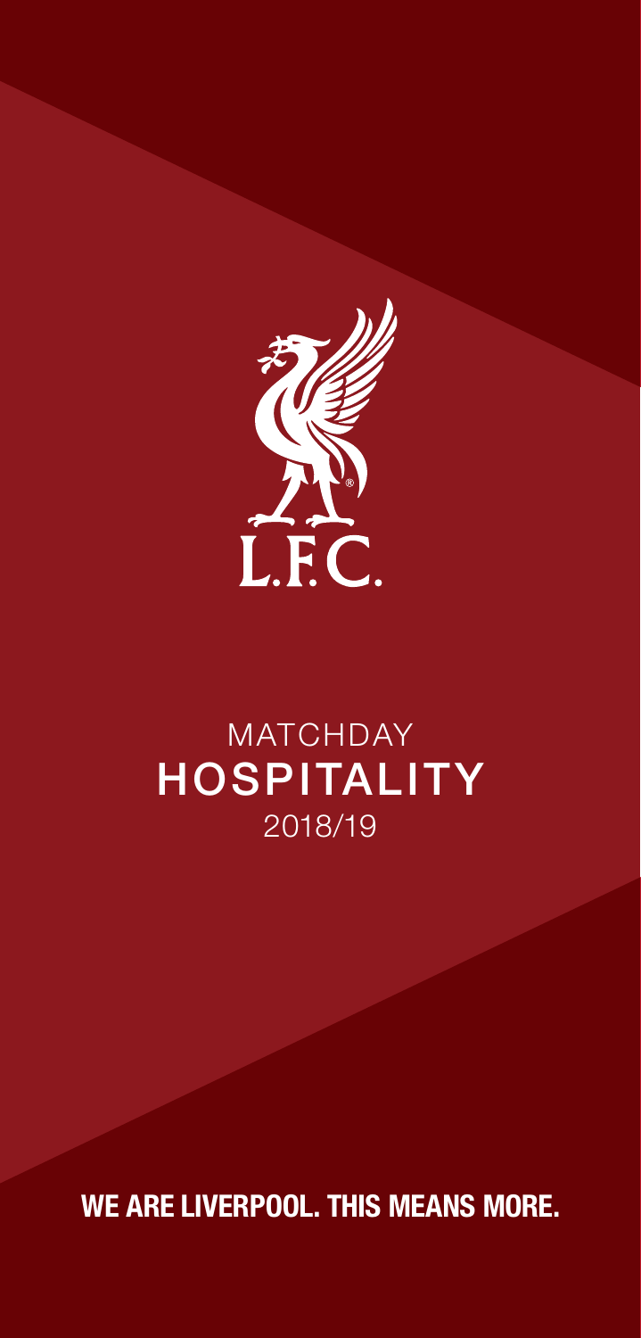L.F.C.

MATCHDAY

# HOSPITALITY

2018/19

**WE ARE LIVERPOOL. THIS MEANS MORE.**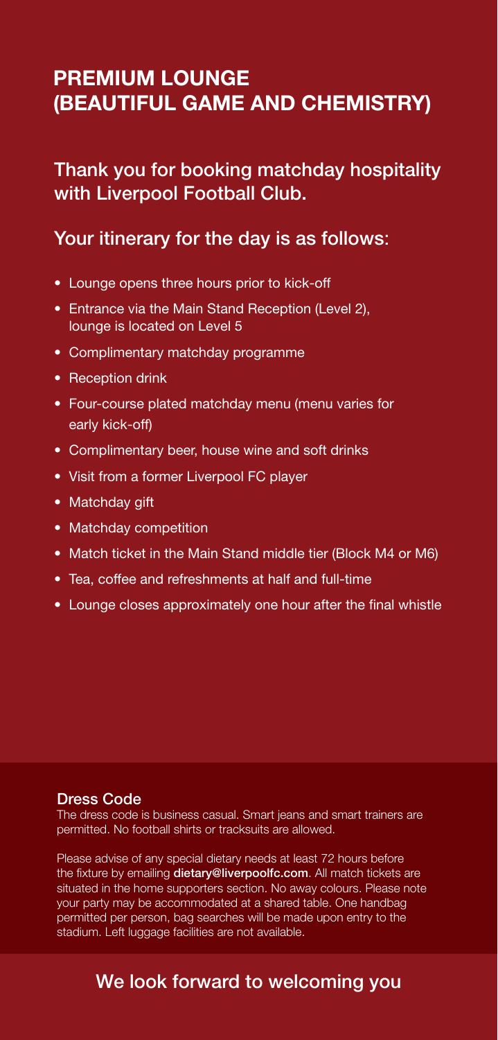# PREMIUM LOUNGE (BEAUTIFUL GAME AND CHEMISTRY)

## Thank you for booking matchday hospitality with Liverpool Football Club.

## Your itinerary for the day is as follows:

- Lounge opens three hours prior to kick-off
- Entrance via the Main Stand Reception (Level 2), lounge is located on Level 5
- Complimentary matchday programme
- Reception drink
- Four-course plated matchday menu (menu varies for early kick-off)
- Complimentary beer, house wine and soft drinks
- Visit from a former Liverpool FC player
- Matchday gift
- Matchday competition
- Match ticket in the Main Stand middle tier (Block M4 or M6)
- Tea, coffee and refreshments at half and full-time
- Lounge closes approximately one hour after the final whistle

### Dress Code

The dress code is business casual. Smart jeans and smart trainers are permitted. No football shirts or tracksuits are allowed.

Please advise of any special dietary needs at least 72 hours before the fixture by emailing **dietary@liverpoolfc.com**. All match tickets are situated in the home supporters section. No away colours. Please note your party may be accommodated at a shared table. One handbag permitted per person, bag searches will be made upon entry to the stadium. Left luggage facilities are not available.

## We look forward to welcoming you